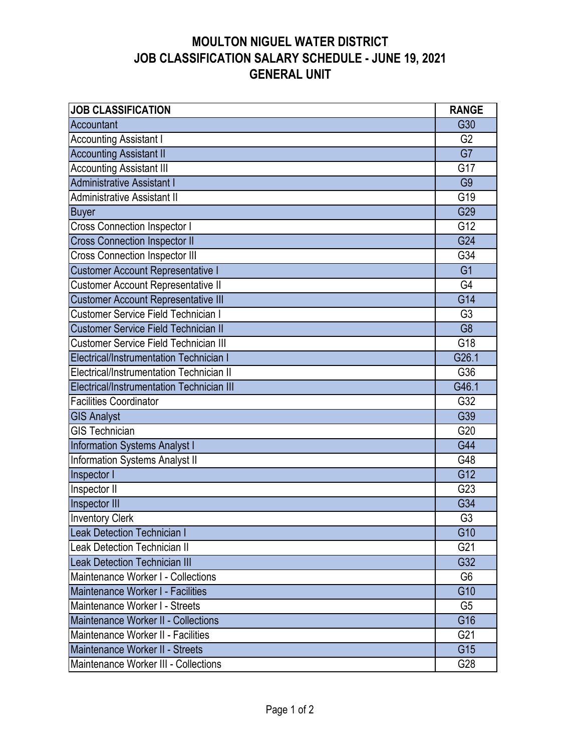# MOULTON NIGUEL WATER DISTRICT
# JOB CLASSIFICATION SALARY SCHEDULE - JUNE 19, 2021
# GENERAL UNIT

| JOB CLASSIFICATION | RANGE |
|---|---|
| Accountant | G30 |
| Accounting Assistant I | G2 |
| Accounting Assistant II | G7 |
| Accounting Assistant III | G17 |
| Administrative Assistant I | G9 |
| Administrative Assistant II | G19 |
| Buyer | G29 |
| Cross Connection Inspector I | G12 |
| Cross Connection Inspector II | G24 |
| Cross Connection Inspector III | G34 |
| Customer Account Representative I | G1 |
| Customer Account Representative II | G4 |
| Customer Account Representative III | G14 |
| Customer Service Field Technician I | G3 |
| Customer Service Field Technician II | G8 |
| Customer Service Field Technician III | G18 |
| Electrical/Instrumentation Technician I | G26.1 |
| Electrical/Instrumentation Technician II | G36 |
| Electrical/Instrumentation Technician III | G46.1 |
| Facilities Coordinator | G32 |
| GIS Analyst | G39 |
| GIS Technician | G20 |
| Information Systems Analyst I | G44 |
| Information Systems Analyst II | G48 |
| Inspector I | G12 |
| Inspector II | G23 |
| Inspector III | G34 |
| Inventory Clerk | G3 |
| Leak Detection Technician I | G10 |
| Leak Detection Technician II | G21 |
| Leak Detection Technician III | G32 |
| Maintenance Worker I - Collections | G6 |
| Maintenance Worker I - Facilities | G10 |
| Maintenance Worker I - Streets | G5 |
| Maintenance Worker II - Collections | G16 |
| Maintenance Worker II - Facilities | G21 |
| Maintenance Worker II - Streets | G15 |
| Maintenance Worker III - Collections | G28 |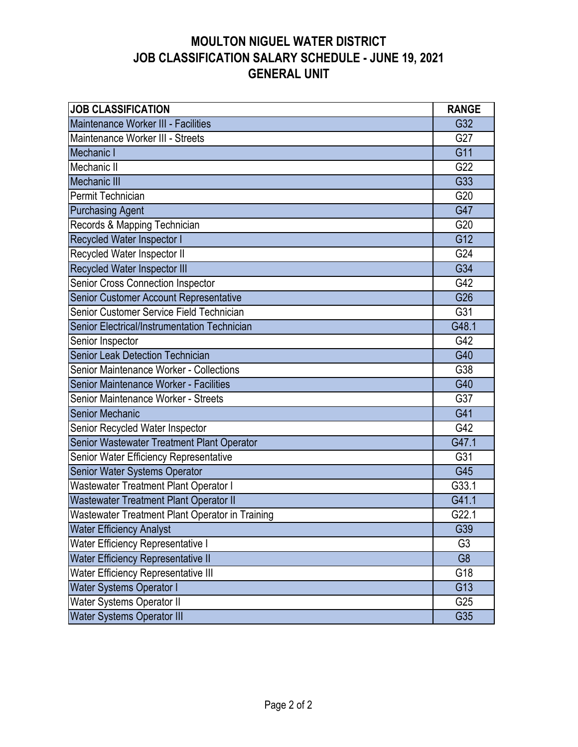# MOULTON NIGUEL WATER DISTRICT
# JOB CLASSIFICATION SALARY SCHEDULE - JUNE 19, 2021
# GENERAL UNIT

| JOB CLASSIFICATION | RANGE |
|---|---|
| Maintenance Worker III - Facilities | G32 |
| Maintenance Worker III - Streets | G27 |
| Mechanic I | G11 |
| Mechanic II | G22 |
| Mechanic III | G33 |
| Permit Technician | G20 |
| Purchasing Agent | G47 |
| Records & Mapping Technician | G20 |
| Recycled Water Inspector I | G12 |
| Recycled Water Inspector II | G24 |
| Recycled Water Inspector III | G34 |
| Senior Cross Connection Inspector | G42 |
| Senior Customer Account Representative | G26 |
| Senior Customer Service Field Technician | G31 |
| Senior Electrical/Instrumentation Technician | G48.1 |
| Senior Inspector | G42 |
| Senior Leak Detection Technician | G40 |
| Senior Maintenance Worker - Collections | G38 |
| Senior Maintenance Worker - Facilities | G40 |
| Senior Maintenance Worker - Streets | G37 |
| Senior Mechanic | G41 |
| Senior Recycled Water Inspector | G42 |
| Senior Wastewater Treatment Plant Operator | G47.1 |
| Senior Water Efficiency Representative | G31 |
| Senior Water Systems Operator | G45 |
| Wastewater Treatment Plant Operator I | G33.1 |
| Wastewater Treatment Plant Operator II | G41.1 |
| Wastewater Treatment Plant Operator in Training | G22.1 |
| Water Efficiency Analyst | G39 |
| Water Efficiency Representative I | G3 |
| Water Efficiency Representative II | G8 |
| Water Efficiency Representative III | G18 |
| Water Systems Operator I | G13 |
| Water Systems Operator II | G25 |
| Water Systems Operator III | G35 |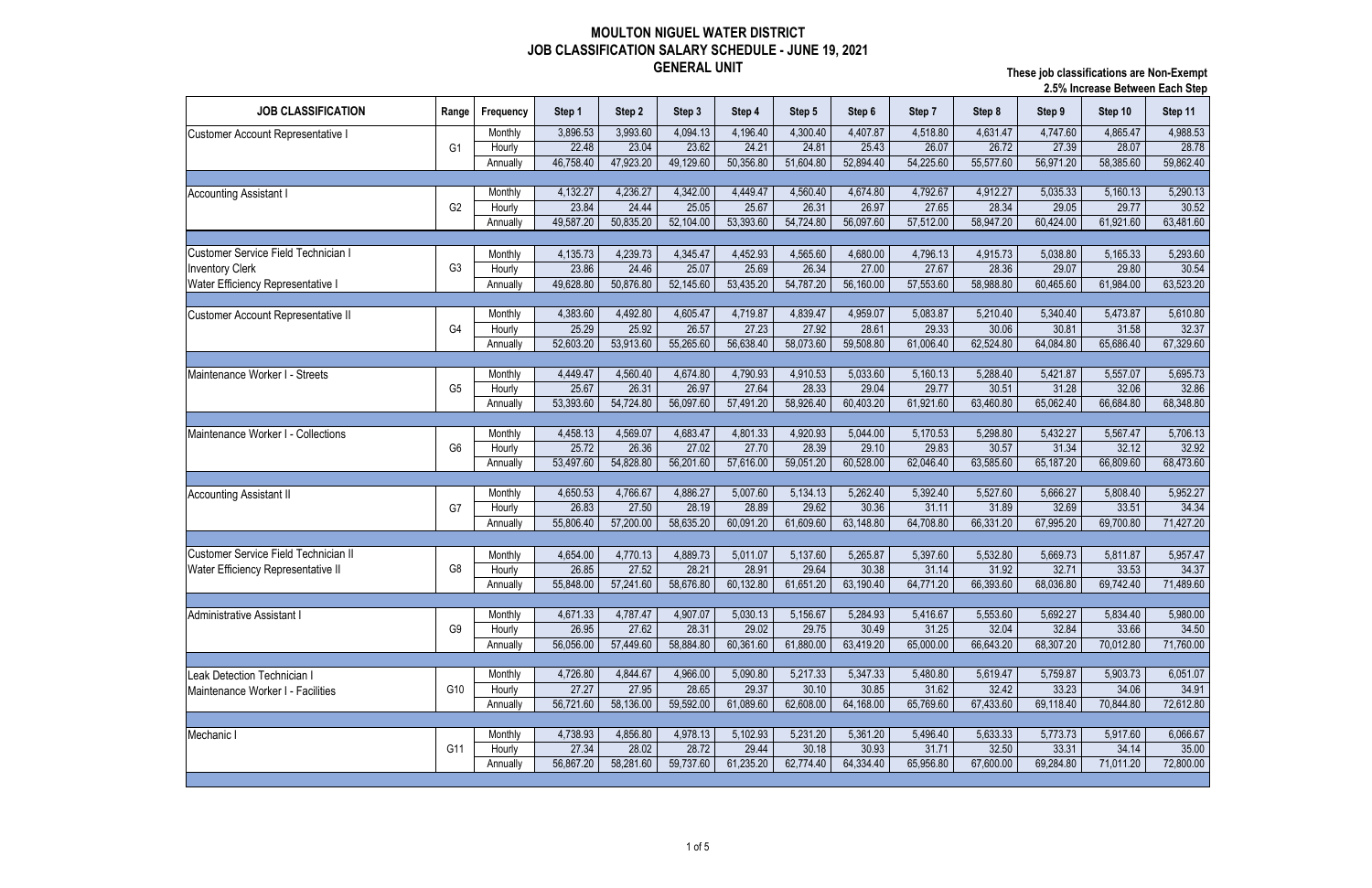# MOULTON NIGUEL WATER DISTRICT
## JOB CLASSIFICATION SALARY SCHEDULE - JUNE 19, 2021
### GENERAL UNIT

**These job classifications are Non-Exempt**
**2.5% Increase Between Each Step**

| JOB CLASSIFICATION | Range | Frequency | Step 1 | Step 2 | Step 3 | Step 4 | Step 5 | Step 6 | Step 7 | Step 8 | Step 9 | Step 10 | Step 11 |
|---|---|---|---|---|---|---|---|---|---|---|---|---|---|
| Customer Account Representative I | | Monthly | 3,896.53 | 3,993.60 | 4,094.13 | 4,196.40 | 4,300.40 | 4,407.87 | 4,518.80 | 4,631.47 | 4,747.60 | 4,865.47 | 4,988.53 |
| | G1 | Hourly | 22.48 | 23.04 | 23.62 | 24.21 | 24.81 | 25.43 | 26.07 | 26.72 | 27.39 | 28.07 | 28.78 |
| | | Annually | 46,758.40 | 47,923.20 | 49,129.60 | 50,356.80 | 51,604.80 | 52,894.40 | 54,225.60 | 55,577.60 | 56,971.20 | 58,385.60 | 59,862.40 |
| Accounting Assistant I | | Monthly | 4,132.27 | 4,236.27 | 4,342.00 | 4,449.47 | 4,560.40 | 4,674.80 | 4,792.67 | 4,912.27 | 5,035.33 | 5,160.13 | 5,290.13 |
| | G2 | Hourly | 23.84 | 24.44 | 25.05 | 25.67 | 26.31 | 26.97 | 27.65 | 28.34 | 29.05 | 29.77 | 30.52 |
| | | Annually | 49,587.20 | 50,835.20 | 52,104.00 | 53,393.60 | 54,724.80 | 56,097.60 | 57,512.00 | 58,947.20 | 60,424.00 | 61,921.60 | 63,481.60 |
| Customer Service Field Technician I | | Monthly | 4,135.73 | 4,239.73 | 4,345.47 | 4,452.93 | 4,565.60 | 4,680.00 | 4,796.13 | 4,915.73 | 5,038.80 | 5,165.33 | 5,293.60 |
| Inventory Clerk | G3 | Hourly | 23.86 | 24.46 | 25.07 | 25.69 | 26.34 | 27.00 | 27.67 | 28.36 | 29.07 | 29.80 | 30.54 |
| Water Efficiency Representative I | | Annually | 49,628.80 | 50,876.80 | 52,145.60 | 53,435.20 | 54,787.20 | 56,160.00 | 57,553.60 | 58,988.80 | 60,465.60 | 61,984.00 | 63,523.20 |
| Customer Account Representative II | | Monthly | 4,383.60 | 4,492.80 | 4,605.47 | 4,719.87 | 4,839.47 | 4,959.07 | 5,083.87 | 5,210.40 | 5,340.40 | 5,473.87 | 5,610.80 |
| | G4 | Hourly | 25.29 | 25.92 | 26.57 | 27.23 | 27.92 | 28.61 | 29.33 | 30.06 | 30.81 | 31.58 | 32.37 |
| | | Annually | 52,603.20 | 53,913.60 | 55,265.60 | 56,638.40 | 58,073.60 | 59,508.80 | 61,006.40 | 62,524.80 | 64,084.80 | 65,686.40 | 67,329.60 |
| Maintenance Worker I - Streets | | Monthly | 4,449.47 | 4,560.40 | 4,674.80 | 4,790.93 | 4,910.53 | 5,033.60 | 5,160.13 | 5,288.40 | 5,421.87 | 5,557.07 | 5,695.73 |
| | G5 | Hourly | 25.67 | 26.31 | 26.97 | 27.64 | 28.33 | 29.04 | 29.77 | 30.51 | 31.28 | 32.06 | 32.86 |
| | | Annually | 53,393.60 | 54,724.80 | 56,097.60 | 57,491.20 | 58,926.40 | 60,403.20 | 61,921.60 | 63,460.80 | 65,062.40 | 66,684.80 | 68,348.80 |
| Maintenance Worker I - Collections | | Monthly | 4,458.13 | 4,569.07 | 4,683.47 | 4,801.33 | 4,920.93 | 5,044.00 | 5,170.53 | 5,298.80 | 5,432.27 | 5,567.47 | 5,706.13 |
| | G6 | Hourly | 25.72 | 26.36 | 27.02 | 27.70 | 28.39 | 29.10 | 29.83 | 30.57 | 31.34 | 32.12 | 32.92 |
| | | Annually | 53,497.60 | 54,828.80 | 56,201.60 | 57,616.00 | 59,051.20 | 60,528.00 | 62,046.40 | 63,585.60 | 65,187.20 | 66,809.60 | 68,473.60 |
| Accounting Assistant II | | Monthly | 4,650.53 | 4,766.67 | 4,886.27 | 5,007.60 | 5,134.13 | 5,262.40 | 5,392.40 | 5,527.60 | 5,666.27 | 5,808.40 | 5,952.27 |
| | G7 | Hourly | 26.83 | 27.50 | 28.19 | 28.89 | 29.62 | 30.36 | 31.11 | 31.89 | 32.69 | 33.51 | 34.34 |
| | | Annually | 55,806.40 | 57,200.00 | 58,635.20 | 60,091.20 | 61,609.60 | 63,148.80 | 64,708.80 | 66,331.20 | 67,995.20 | 69,700.80 | 71,427.20 |
| Customer Service Field Technician II | | Monthly | 4,654.00 | 4,770.13 | 4,889.73 | 5,011.07 | 5,137.60 | 5,265.87 | 5,397.60 | 5,532.80 | 5,669.73 | 5,811.87 | 5,957.47 |
| Water Efficiency Representative II | G8 | Hourly | 26.85 | 27.52 | 28.21 | 28.91 | 29.64 | 30.38 | 31.14 | 31.92 | 32.71 | 33.53 | 34.37 |
| | | Annually | 55,848.00 | 57,241.60 | 58,676.80 | 60,132.80 | 61,651.20 | 63,190.40 | 64,771.20 | 66,393.60 | 68,036.80 | 69,742.40 | 71,489.60 |
| Administrative Assistant I | | Monthly | 4,671.33 | 4,787.47 | 4,907.07 | 5,030.13 | 5,156.67 | 5,284.93 | 5,416.67 | 5,553.60 | 5,692.27 | 5,834.40 | 5,980.00 |
| | G9 | Hourly | 26.95 | 27.62 | 28.31 | 29.02 | 29.75 | 30.49 | 31.25 | 32.04 | 32.84 | 33.66 | 34.50 |
| | | Annually | 56,056.00 | 57,449.60 | 58,884.80 | 60,361.60 | 61,880.00 | 63,419.20 | 65,000.00 | 66,643.20 | 68,307.20 | 70,012.80 | 71,760.00 |
| Leak Detection Technician I | | Monthly | 4,726.80 | 4,844.67 | 4,966.00 | 5,090.80 | 5,217.33 | 5,347.33 | 5,480.80 | 5,619.47 | 5,759.87 | 5,903.73 | 6,051.07 |
| Maintenance Worker I - Facilities | G10 | Hourly | 27.27 | 27.95 | 28.65 | 29.37 | 30.10 | 30.85 | 31.62 | 32.42 | 33.23 | 34.06 | 34.91 |
| | | Annually | 56,721.60 | 58,136.00 | 59,592.00 | 61,089.60 | 62,608.00 | 64,168.00 | 65,769.60 | 67,433.60 | 69,118.40 | 70,844.80 | 72,612.80 |
| Mechanic I | | Monthly | 4,738.93 | 4,856.80 | 4,978.13 | 5,102.93 | 5,231.20 | 5,361.20 | 5,496.40 | 5,633.33 | 5,773.73 | 5,917.60 | 6,066.67 |
| | G11 | Hourly | 27.34 | 28.02 | 28.72 | 29.44 | 30.18 | 30.93 | 31.71 | 32.50 | 33.31 | 34.14 | 35.00 |
| | | Annually | 56,867.20 | 58,281.60 | 59,737.60 | 61,235.20 | 62,774.40 | 64,334.40 | 65,956.80 | 67,600.00 | 69,284.80 | 71,011.20 | 72,800.00 |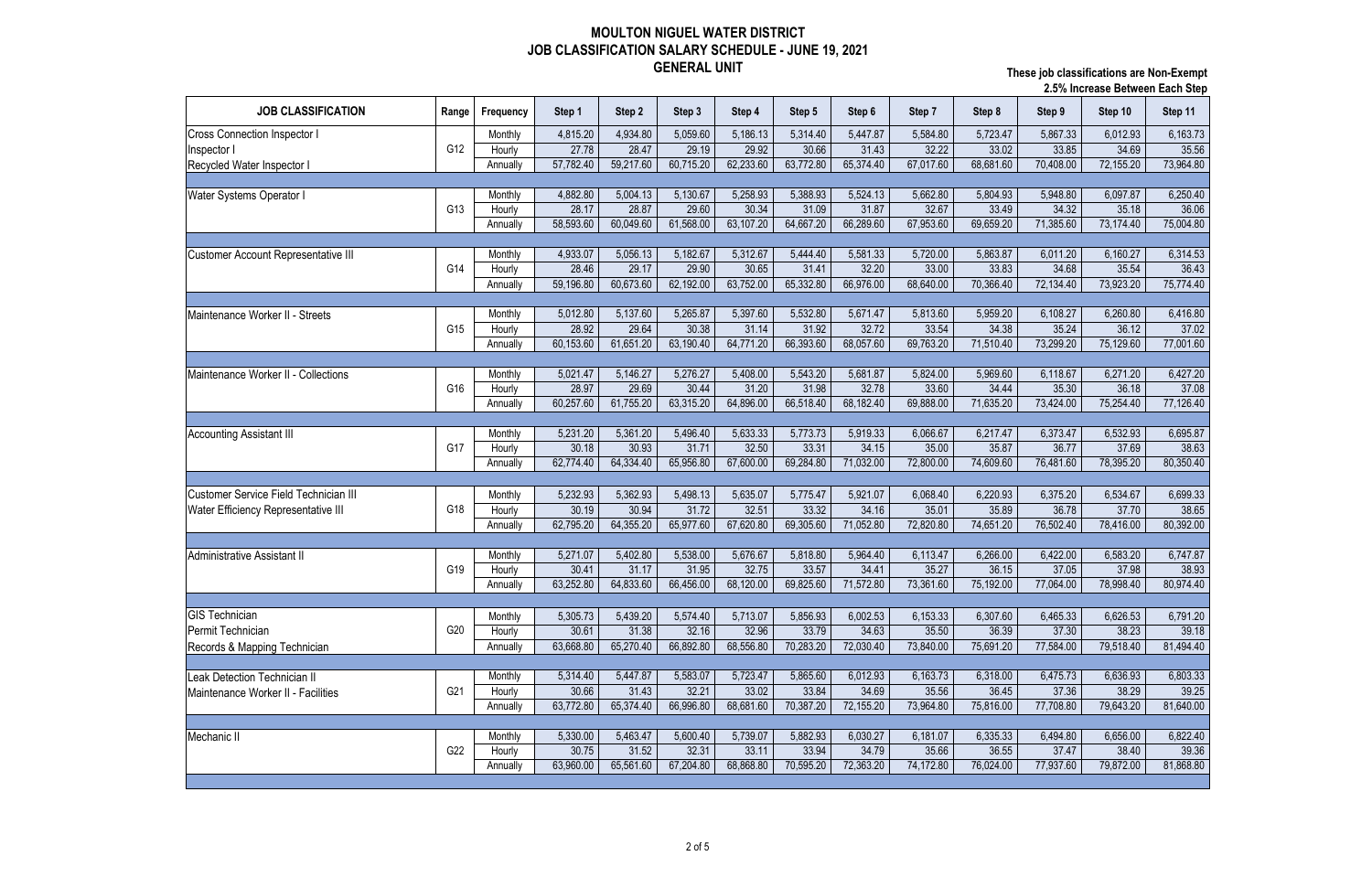# MOULTON NIGUEL WATER DISTRICT
## JOB CLASSIFICATION SALARY SCHEDULE - JUNE 19, 2021
## GENERAL UNIT

**These job classifications are Non-Exempt**
**2.5% Increase Between Each Step**

| JOB CLASSIFICATION | Range | Frequency | Step 1 | Step 2 | Step 3 | Step 4 | Step 5 | Step 6 | Step 7 | Step 8 | Step 9 | Step 10 | Step 11 |
|---|---|---|---|---|---|---|---|---|---|---|---|---|---|
| Cross Connection Inspector I | | Monthly | 4,815.20 | 4,934.80 | 5,059.60 | 5,186.13 | 5,314.40 | 5,447.87 | 5,584.80 | 5,723.47 | 5,867.33 | 6,012.93 | 6,163.73 |
| Inspector I | G12 | Hourly | 27.78 | 28.47 | 29.19 | 29.92 | 30.66 | 31.43 | 32.22 | 33.02 | 33.85 | 34.69 | 35.56 |
| Recycled Water Inspector I | | Annually | 57,782.40 | 59,217.60 | 60,715.20 | 62,233.60 | 63,772.80 | 65,374.40 | 67,017.60 | 68,681.60 | 70,408.00 | 72,155.20 | 73,964.80 |
| | | | | | | | | | | | | | |
| Water Systems Operator I | | Monthly | 4,882.80 | 5,004.13 | 5,130.67 | 5,258.93 | 5,388.93 | 5,524.13 | 5,662.80 | 5,804.93 | 5,948.80 | 6,097.87 | 6,250.40 |
| | G13 | Hourly | 28.17 | 28.87 | 29.60 | 30.34 | 31.09 | 31.87 | 32.67 | 33.49 | 34.32 | 35.18 | 36.06 |
| | | Annually | 58,593.60 | 60,049.60 | 61,568.00 | 63,107.20 | 64,667.20 | 66,289.60 | 67,953.60 | 69,659.20 | 71,385.60 | 73,174.40 | 75,004.80 |
| | | | | | | | | | | | | | |
| Customer Account Representative III | | Monthly | 4,933.07 | 5,056.13 | 5,182.67 | 5,312.67 | 5,444.40 | 5,581.33 | 5,720.00 | 5,863.87 | 6,011.20 | 6,160.27 | 6,314.53 |
| | G14 | Hourly | 28.46 | 29.17 | 29.90 | 30.65 | 31.41 | 32.20 | 33.00 | 33.83 | 34.68 | 35.54 | 36.43 |
| | | Annually | 59,196.80 | 60,673.60 | 62,192.00 | 63,752.00 | 65,332.80 | 66,976.00 | 68,640.00 | 70,366.40 | 72,134.40 | 73,923.20 | 75,774.40 |
| | | | | | | | | | | | | | |
| Maintenance Worker II - Streets | | Monthly | 5,012.80 | 5,137.60 | 5,265.87 | 5,397.60 | 5,532.80 | 5,671.47 | 5,813.60 | 5,959.20 | 6,108.27 | 6,260.80 | 6,416.80 |
| | G15 | Hourly | 28.92 | 29.64 | 30.38 | 31.14 | 31.92 | 32.72 | 33.54 | 34.38 | 35.24 | 36.12 | 37.02 |
| | | Annually | 60,153.60 | 61,651.20 | 63,190.40 | 64,771.20 | 66,393.60 | 68,057.60 | 69,763.20 | 71,510.40 | 73,299.20 | 75,129.60 | 77,001.60 |
| | | | | | | | | | | | | | |
| Maintenance Worker II - Collections | | Monthly | 5,021.47 | 5,146.27 | 5,276.27 | 5,408.00 | 5,543.20 | 5,681.87 | 5,824.00 | 5,969.60 | 6,118.67 | 6,271.20 | 6,427.20 |
| | G16 | Hourly | 28.97 | 29.69 | 30.44 | 31.20 | 31.98 | 32.78 | 33.60 | 34.44 | 35.30 | 36.18 | 37.08 |
| | | Annually | 60,257.60 | 61,755.20 | 63,315.20 | 64,896.00 | 66,518.40 | 68,182.40 | 69,888.00 | 71,635.20 | 73,424.00 | 75,254.40 | 77,126.40 |
| | | | | | | | | | | | | | |
| Accounting Assistant III | | Monthly | 5,231.20 | 5,361.20 | 5,496.40 | 5,633.33 | 5,773.73 | 5,919.33 | 6,066.67 | 6,217.47 | 6,373.47 | 6,532.93 | 6,695.87 |
| | G17 | Hourly | 30.18 | 30.93 | 31.71 | 32.50 | 33.31 | 34.15 | 35.00 | 35.87 | 36.77 | 37.69 | 38.63 |
| | | Annually | 62,774.40 | 64,334.40 | 65,956.80 | 67,600.00 | 69,284.80 | 71,032.00 | 72,800.00 | 74,609.60 | 76,481.60 | 78,395.20 | 80,350.40 |
| | | | | | | | | | | | | | |
| Customer Service Field Technician III | | Monthly | 5,232.93 | 5,362.93 | 5,498.13 | 5,635.07 | 5,775.47 | 5,921.07 | 6,068.40 | 6,220.93 | 6,375.20 | 6,534.67 | 6,699.33 |
| Water Efficiency Representative III | G18 | Hourly | 30.19 | 30.94 | 31.72 | 32.51 | 33.32 | 34.16 | 35.01 | 35.89 | 36.78 | 37.70 | 38.65 |
| | | Annually | 62,795.20 | 64,355.20 | 65,977.60 | 67,620.80 | 69,305.60 | 71,052.80 | 72,820.80 | 74,651.20 | 76,502.40 | 78,416.00 | 80,392.00 |
| | | | | | | | | | | | | | |
| Administrative Assistant II | | Monthly | 5,271.07 | 5,402.80 | 5,538.00 | 5,676.67 | 5,818.80 | 5,964.40 | 6,113.47 | 6,266.00 | 6,422.00 | 6,583.20 | 6,747.87 |
| | G19 | Hourly | 30.41 | 31.17 | 31.95 | 32.75 | 33.57 | 34.41 | 35.27 | 36.15 | 37.05 | 37.98 | 38.93 |
| | | Annually | 63,252.80 | 64,833.60 | 66,456.00 | 68,120.00 | 69,825.60 | 71,572.80 | 73,361.60 | 75,192.00 | 77,064.00 | 78,998.40 | 80,974.40 |
| | | | | | | | | | | | | | |
| GIS Technician | | Monthly | 5,305.73 | 5,439.20 | 5,574.40 | 5,713.07 | 5,856.93 | 6,002.53 | 6,153.33 | 6,307.60 | 6,465.33 | 6,626.53 | 6,791.20 |
| Permit Technician | G20 | Hourly | 30.61 | 31.38 | 32.16 | 32.96 | 33.79 | 34.63 | 35.50 | 36.39 | 37.30 | 38.23 | 39.18 |
| Records & Mapping Technician | | Annually | 63,668.80 | 65,270.40 | 66,892.80 | 68,556.80 | 70,283.20 | 72,030.40 | 73,840.00 | 75,691.20 | 77,584.00 | 79,518.40 | 81,494.40 |
| | | | | | | | | | | | | | |
| Leak Detection Technician II | | Monthly | 5,314.40 | 5,447.87 | 5,583.07 | 5,723.47 | 5,865.60 | 6,012.93 | 6,163.73 | 6,318.00 | 6,475.73 | 6,636.93 | 6,803.33 |
| Maintenance Worker II - Facilities | G21 | Hourly | 30.66 | 31.43 | 32.21 | 33.02 | 33.84 | 34.69 | 35.56 | 36.45 | 37.36 | 38.29 | 39.25 |
| | | Annually | 63,772.80 | 65,374.40 | 66,996.80 | 68,681.60 | 70,387.20 | 72,155.20 | 73,964.80 | 75,816.00 | 77,708.80 | 79,643.20 | 81,640.00 |
| | | | | | | | | | | | | | |
| Mechanic II | | Monthly | 5,330.00 | 5,463.47 | 5,600.40 | 5,739.07 | 5,882.93 | 6,030.27 | 6,181.07 | 6,335.33 | 6,494.80 | 6,656.00 | 6,822.40 |
| | G22 | Hourly | 30.75 | 31.52 | 32.31 | 33.11 | 33.94 | 34.79 | 35.66 | 36.55 | 37.47 | 38.40 | 39.36 |
| | | Annually | 63,960.00 | 65,561.60 | 67,204.80 | 68,868.80 | 70,595.20 | 72,363.20 | 74,172.80 | 76,024.00 | 77,937.60 | 79,872.00 | 81,868.80 |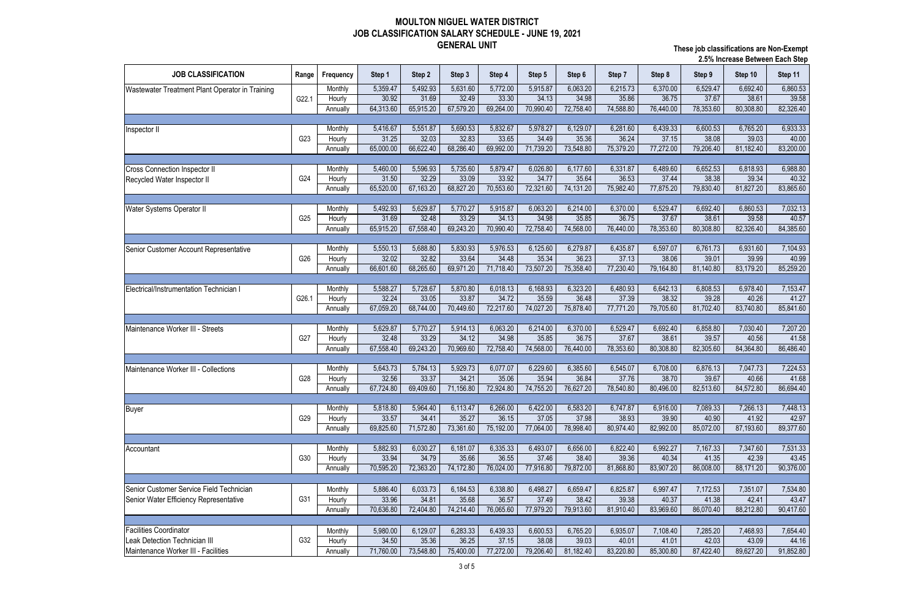# MOULTON NIGUEL WATER DISTRICT
## JOB CLASSIFICATION SALARY SCHEDULE - JUNE 19, 2021
### GENERAL UNIT

**These job classifications are Non-Exempt**
**2.5% Increase Between Each Step**

| JOB CLASSIFICATION | Range | Frequency | Step 1 | Step 2 | Step 3 | Step 4 | Step 5 | Step 6 | Step 7 | Step 8 | Step 9 | Step 10 | Step 11 |
|---|---|---|---|---|---|---|---|---|---|---|---|---|---|
| Wastewater Treatment Plant Operator in Training | G22.1 | Monthly | 5,359.47 | 5,492.93 | 5,631.60 | 5,772.00 | 5,915.87 | 6,063.20 | 6,215.73 | 6,370.00 | 6,529.47 | 6,692.40 | 6,860.53 |
| | | Hourly | 30.92 | 31.69 | 32.49 | 33.30 | 34.13 | 34.98 | 35.86 | 36.75 | 37.67 | 38.61 | 39.58 |
| | | Annually | 64,313.60 | 65,915.20 | 67,579.20 | 69,264.00 | 70,990.40 | 72,758.40 | 74,588.80 | 76,440.00 | 78,353.60 | 80,308.80 | 82,326.40 |
| Inspector II | G23 | Monthly | 5,416.67 | 5,551.87 | 5,690.53 | 5,832.67 | 5,978.27 | 6,129.07 | 6,281.60 | 6,439.33 | 6,600.53 | 6,765.20 | 6,933.33 |
| | | Hourly | 31.25 | 32.03 | 32.83 | 33.65 | 34.49 | 35.36 | 36.24 | 37.15 | 38.08 | 39.03 | 40.00 |
| | | Annually | 65,000.00 | 66,622.40 | 68,286.40 | 69,992.00 | 71,739.20 | 73,548.80 | 75,379.20 | 77,272.00 | 79,206.40 | 81,182.40 | 83,200.00 |
| Cross Connection Inspector II<br>Recycled Water Inspector II | G24 | Monthly | 5,460.00 | 5,596.93 | 5,735.60 | 5,879.47 | 6,026.80 | 6,177.60 | 6,331.87 | 6,489.60 | 6,652.53 | 6,818.93 | 6,988.80 |
| | | Hourly | 31.50 | 32.29 | 33.09 | 33.92 | 34.77 | 35.64 | 36.53 | 37.44 | 38.38 | 39.34 | 40.32 |
| | | Annually | 65,520.00 | 67,163.20 | 68,827.20 | 70,553.60 | 72,321.60 | 74,131.20 | 75,982.40 | 77,875.20 | 79,830.40 | 81,827.20 | 83,865.60 |
| Water Systems Operator II | G25 | Monthly | 5,492.93 | 5,629.87 | 5,770.27 | 5,915.87 | 6,063.20 | 6,214.00 | 6,370.00 | 6,529.47 | 6,692.40 | 6,860.53 | 7,032.13 |
| | | Hourly | 31.69 | 32.48 | 33.29 | 34.13 | 34.98 | 35.85 | 36.75 | 37.67 | 38.61 | 39.58 | 40.57 |
| | | Annually | 65,915.20 | 67,558.40 | 69,243.20 | 70,990.40 | 72,758.40 | 74,568.00 | 76,440.00 | 78,353.60 | 80,308.80 | 82,326.40 | 84,385.60 |
| Senior Customer Account Representative | G26 | Monthly | 5,550.13 | 5,688.80 | 5,830.93 | 5,976.53 | 6,125.60 | 6,279.87 | 6,435.87 | 6,597.07 | 6,761.73 | 6,931.60 | 7,104.93 |
| | | Hourly | 32.02 | 32.82 | 33.64 | 34.48 | 35.34 | 36.23 | 37.13 | 38.06 | 39.01 | 39.99 | 40.99 |
| | | Annually | 66,601.60 | 68,265.60 | 69,971.20 | 71,718.40 | 73,507.20 | 75,358.40 | 77,230.40 | 79,164.80 | 81,140.80 | 83,179.20 | 85,259.20 |
| Electrical/Instrumentation Technician I | G26.1 | Monthly | 5,588.27 | 5,728.67 | 5,870.80 | 6,018.13 | 6,168.93 | 6,323.20 | 6,480.93 | 6,642.13 | 6,808.53 | 6,978.40 | 7,153.47 |
| | | Hourly | 32.24 | 33.05 | 33.87 | 34.72 | 35.59 | 36.48 | 37.39 | 38.32 | 39.28 | 40.26 | 41.27 |
| | | Annually | 67,059.20 | 68,744.00 | 70,449.60 | 72,217.60 | 74,027.20 | 75,878.40 | 77,771.20 | 79,705.60 | 81,702.40 | 83,740.80 | 85,841.60 |
| Maintenance Worker III - Streets | G27 | Monthly | 5,629.87 | 5,770.27 | 5,914.13 | 6,063.20 | 6,214.00 | 6,370.00 | 6,529.47 | 6,692.40 | 6,858.80 | 7,030.40 | 7,207.20 |
| | | Hourly | 32.48 | 33.29 | 34.12 | 34.98 | 35.85 | 36.75 | 37.67 | 38.61 | 39.57 | 40.56 | 41.58 |
| | | Annually | 67,558.40 | 69,243.20 | 70,969.60 | 72,758.40 | 74,568.00 | 76,440.00 | 78,353.60 | 80,308.80 | 82,305.60 | 84,364.80 | 86,486.40 |
| Maintenance Worker III - Collections | G28 | Monthly | 5,643.73 | 5,784.13 | 5,929.73 | 6,077.07 | 6,229.60 | 6,385.60 | 6,545.07 | 6,708.00 | 6,876.13 | 7,047.73 | 7,224.53 |
| | | Hourly | 32.56 | 33.37 | 34.21 | 35.06 | 35.94 | 36.84 | 37.76 | 38.70 | 39.67 | 40.66 | 41.68 |
| | | Annually | 67,724.80 | 69,409.60 | 71,156.80 | 72,924.80 | 74,755.20 | 76,627.20 | 78,540.80 | 80,496.00 | 82,513.60 | 84,572.80 | 86,694.40 |
| Buyer | G29 | Monthly | 5,818.80 | 5,964.40 | 6,113.47 | 6,266.00 | 6,422.00 | 6,583.20 | 6,747.87 | 6,916.00 | 7,089.33 | 7,266.13 | 7,448.13 |
| | | Hourly | 33.57 | 34.41 | 35.27 | 36.15 | 37.05 | 37.98 | 38.93 | 39.90 | 40.90 | 41.92 | 42.97 |
| | | Annually | 69,825.60 | 71,572.80 | 73,361.60 | 75,192.00 | 77,064.00 | 78,998.40 | 80,974.40 | 82,992.00 | 85,072.00 | 87,193.60 | 89,377.60 |
| Accountant | G30 | Monthly | 5,882.93 | 6,030.27 | 6,181.07 | 6,335.33 | 6,493.07 | 6,656.00 | 6,822.40 | 6,992.27 | 7,167.33 | 7,347.60 | 7,531.33 |
| | | Hourly | 33.94 | 34.79 | 35.66 | 36.55 | 37.46 | 38.40 | 39.36 | 40.34 | 41.35 | 42.39 | 43.45 |
| | | Annually | 70,595.20 | 72,363.20 | 74,172.80 | 76,024.00 | 77,916.80 | 79,872.00 | 81,868.80 | 83,907.20 | 86,008.00 | 88,171.20 | 90,376.00 |
| Senior Customer Service Field Technician<br>Senior Water Efficiency Representative | G31 | Monthly | 5,886.40 | 6,033.73 | 6,184.53 | 6,338.80 | 6,498.27 | 6,659.47 | 6,825.87 | 6,997.47 | 7,172.53 | 7,351.07 | 7,534.80 |
| | | Hourly | 33.96 | 34.81 | 35.68 | 36.57 | 37.49 | 38.42 | 39.38 | 40.37 | 41.38 | 42.41 | 43.47 |
| | | Annually | 70,636.80 | 72,404.80 | 74,214.40 | 76,065.60 | 77,979.20 | 79,913.60 | 81,910.40 | 83,969.60 | 86,070.40 | 88,212.80 | 90,417.60 |
| Facilities Coordinator<br>Leak Detection Technician III<br>Maintenance Worker III - Facilities | G32 | Monthly | 5,980.00 | 6,129.07 | 6,283.33 | 6,439.33 | 6,600.53 | 6,765.20 | 6,935.07 | 7,108.40 | 7,285.20 | 7,468.93 | 7,654.40 |
| | | Hourly | 34.50 | 35.36 | 36.25 | 37.15 | 38.08 | 39.03 | 40.01 | 41.01 | 42.03 | 43.09 | 44.16 |
| | | Annually | 71,760.00 | 73,548.80 | 75,400.00 | 77,272.00 | 79,206.40 | 81,182.40 | 83,220.80 | 85,300.80 | 87,422.40 | 89,627.20 | 91,852.80 |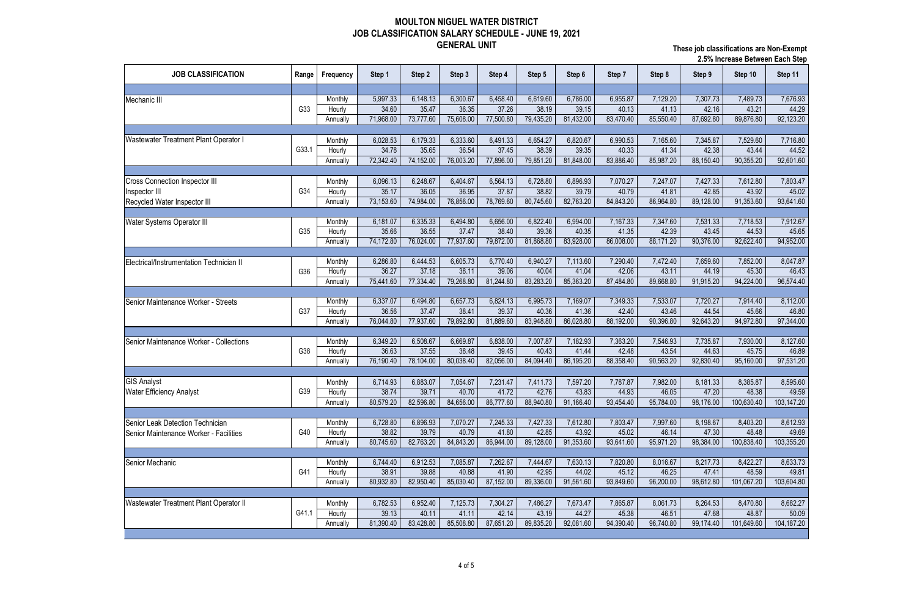# MOULTON NIGUEL WATER DISTRICT
## JOB CLASSIFICATION SALARY SCHEDULE - JUNE 19, 2021
### GENERAL UNIT

**These job classifications are Non-Exempt**
**2.5% Increase Between Each Step**

| JOB CLASSIFICATION | Range | Frequency | Step 1 | Step 2 | Step 3 | Step 4 | Step 5 | Step 6 | Step 7 | Step 8 | Step 9 | Step 10 | Step 11 |
|---|---|---|---|---|---|---|---|---|---|---|---|---|---|
| Mechanic III | G33 | Monthly | 5,997.33 | 6,148.13 | 6,300.67 | 6,458.40 | 6,619.60 | 6,786.00 | 6,955.87 | 7,129.20 | 7,307.73 | 7,489.73 | 7,676.93 |
| | | Hourly | 34.60 | 35.47 | 36.35 | 37.26 | 38.19 | 39.15 | 40.13 | 41.13 | 42.16 | 43.21 | 44.29 |
| | | Annually | 71,968.00 | 73,777.60 | 75,608.00 | 77,500.80 | 79,435.20 | 81,432.00 | 83,470.40 | 85,550.40 | 87,692.80 | 89,876.80 | 92,123.20 |
| Wastewater Treatment Plant Operator I | G33.1 | Monthly | 6,028.53 | 6,179.33 | 6,333.60 | 6,491.33 | 6,654.27 | 6,820.67 | 6,990.53 | 7,165.60 | 7,345.87 | 7,529.60 | 7,716.80 |
| | | Hourly | 34.78 | 35.65 | 36.54 | 37.45 | 38.39 | 39.35 | 40.33 | 41.34 | 42.38 | 43.44 | 44.52 |
| | | Annually | 72,342.40 | 74,152.00 | 76,003.20 | 77,896.00 | 79,851.20 | 81,848.00 | 83,886.40 | 85,987.20 | 88,150.40 | 90,355.20 | 92,601.60 |
| Cross Connection Inspector III<br>Inspector III<br>Recycled Water Inspector III | G34 | Monthly | 6,096.13 | 6,248.67 | 6,404.67 | 6,564.13 | 6,728.80 | 6,896.93 | 7,070.27 | 7,247.07 | 7,427.33 | 7,612.80 | 7,803.47 |
| | | Hourly | 35.17 | 36.05 | 36.95 | 37.87 | 38.82 | 39.79 | 40.79 | 41.81 | 42.85 | 43.92 | 45.02 |
| | | Annually | 73,153.60 | 74,984.00 | 76,856.00 | 78,769.60 | 80,745.60 | 82,763.20 | 84,843.20 | 86,964.80 | 89,128.00 | 91,353.60 | 93,641.60 |
| Water Systems Operator III | G35 | Monthly | 6,181.07 | 6,335.33 | 6,494.80 | 6,656.00 | 6,822.40 | 6,994.00 | 7,167.33 | 7,347.60 | 7,531.33 | 7,718.53 | 7,912.67 |
| | | Hourly | 35.66 | 36.55 | 37.47 | 38.40 | 39.36 | 40.35 | 41.35 | 42.39 | 43.45 | 44.53 | 45.65 |
| | | Annually | 74,172.80 | 76,024.00 | 77,937.60 | 79,872.00 | 81,868.80 | 83,928.00 | 86,008.00 | 88,171.20 | 90,376.00 | 92,622.40 | 94,952.00 |
| Electrical/Instrumentation Technician II | G36 | Monthly | 6,286.80 | 6,444.53 | 6,605.73 | 6,770.40 | 6,940.27 | 7,113.60 | 7,290.40 | 7,472.40 | 7,659.60 | 7,852.00 | 8,047.87 |
| | | Hourly | 36.27 | 37.18 | 38.11 | 39.06 | 40.04 | 41.04 | 42.06 | 43.11 | 44.19 | 45.30 | 46.43 |
| | | Annually | 75,441.60 | 77,334.40 | 79,268.80 | 81,244.80 | 83,283.20 | 85,363.20 | 87,484.80 | 89,668.80 | 91,915.20 | 94,224.00 | 96,574.40 |
| Senior Maintenance Worker - Streets | G37 | Monthly | 6,337.07 | 6,494.80 | 6,657.73 | 6,824.13 | 6,995.73 | 7,169.07 | 7,349.33 | 7,533.07 | 7,720.27 | 7,914.40 | 8,112.00 |
| | | Hourly | 36.56 | 37.47 | 38.41 | 39.37 | 40.36 | 41.36 | 42.40 | 43.46 | 44.54 | 45.66 | 46.80 |
| | | Annually | 76,044.80 | 77,937.60 | 79,892.80 | 81,889.60 | 83,948.80 | 86,028.80 | 88,192.00 | 90,396.80 | 92,643.20 | 94,972.80 | 97,344.00 |
| Senior Maintenance Worker - Collections | G38 | Monthly | 6,349.20 | 6,508.67 | 6,669.87 | 6,838.00 | 7,007.87 | 7,182.93 | 7,363.20 | 7,546.93 | 7,735.87 | 7,930.00 | 8,127.60 |
| | | Hourly | 36.63 | 37.55 | 38.48 | 39.45 | 40.43 | 41.44 | 42.48 | 43.54 | 44.63 | 45.75 | 46.89 |
| | | Annually | 76,190.40 | 78,104.00 | 80,038.40 | 82,056.00 | 84,094.40 | 86,195.20 | 88,358.40 | 90,563.20 | 92,830.40 | 95,160.00 | 97,531.20 |
| GIS Analyst<br>Water Efficiency Analyst | G39 | Monthly | 6,714.93 | 6,883.07 | 7,054.67 | 7,231.47 | 7,411.73 | 7,597.20 | 7,787.87 | 7,982.00 | 8,181.33 | 8,385.87 | 8,595.60 |
| | | Hourly | 38.74 | 39.71 | 40.70 | 41.72 | 42.76 | 43.83 | 44.93 | 46.05 | 47.20 | 48.38 | 49.59 |
| | | Annually | 80,579.20 | 82,596.80 | 84,656.00 | 86,777.60 | 88,940.80 | 91,166.40 | 93,454.40 | 95,784.00 | 98,176.00 | 100,630.40 | 103,147.20 |
| Senior Leak Detection Technician<br>Senior Maintenance Worker - Facilities | G40 | Monthly | 6,728.80 | 6,896.93 | 7,070.27 | 7,245.33 | 7,427.33 | 7,612.80 | 7,803.47 | 7,997.60 | 8,198.67 | 8,403.20 | 8,612.93 |
| | | Hourly | 38.82 | 39.79 | 40.79 | 41.80 | 42.85 | 43.92 | 45.02 | 46.14 | 47.30 | 48.48 | 49.69 |
| | | Annually | 80,745.60 | 82,763.20 | 84,843.20 | 86,944.00 | 89,128.00 | 91,353.60 | 93,641.60 | 95,971.20 | 98,384.00 | 100,838.40 | 103,355.20 |
| Senior Mechanic | G41 | Monthly | 6,744.40 | 6,912.53 | 7,085.87 | 7,262.67 | 7,444.67 | 7,630.13 | 7,820.80 | 8,016.67 | 8,217.73 | 8,422.27 | 8,633.73 |
| | | Hourly | 38.91 | 39.88 | 40.88 | 41.90 | 42.95 | 44.02 | 45.12 | 46.25 | 47.41 | 48.59 | 49.81 |
| | | Annually | 80,932.80 | 82,950.40 | 85,030.40 | 87,152.00 | 89,336.00 | 91,561.60 | 93,849.60 | 96,200.00 | 98,612.80 | 101,067.20 | 103,604.80 |
| Wastewater Treatment Plant Operator II | G41.1 | Monthly | 6,782.53 | 6,952.40 | 7,125.73 | 7,304.27 | 7,486.27 | 7,673.47 | 7,865.87 | 8,061.73 | 8,264.53 | 8,470.80 | 8,682.27 |
| | | Hourly | 39.13 | 40.11 | 41.11 | 42.14 | 43.19 | 44.27 | 45.38 | 46.51 | 47.68 | 48.87 | 50.09 |
| | | Annually | 81,390.40 | 83,428.80 | 85,508.80 | 87,651.20 | 89,835.20 | 92,081.60 | 94,390.40 | 96,740.80 | 99,174.40 | 101,649.60 | 104,187.20 |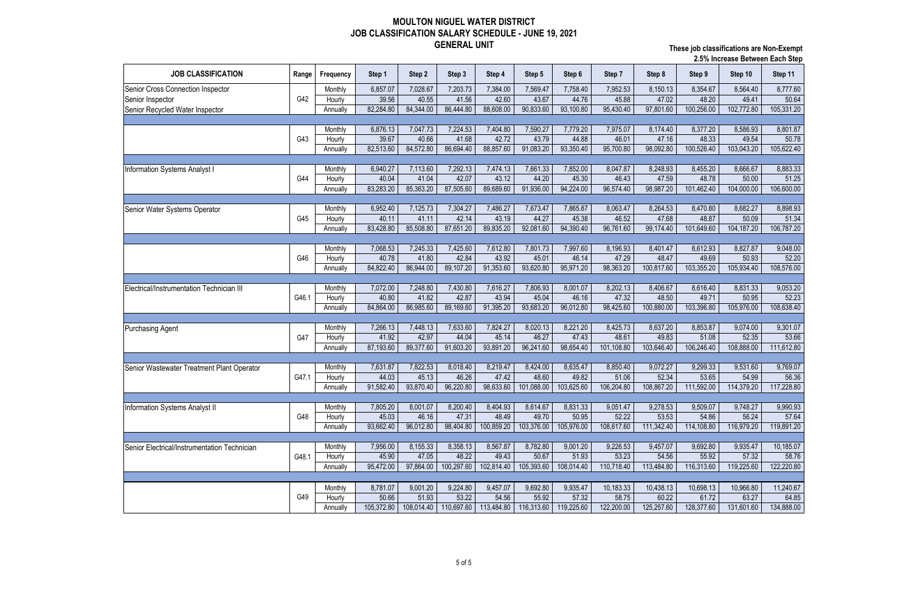# MOULTON NIGUEL WATER DISTRICT
## JOB CLASSIFICATION SALARY SCHEDULE - JUNE 19, 2021
## GENERAL UNIT

**These job classifications are Non-Exempt**
**2.5% Increase Between Each Step**

| JOB CLASSIFICATION | Range | Frequency | Step 1 | Step 2 | Step 3 | Step 4 | Step 5 | Step 6 | Step 7 | Step 8 | Step 9 | Step 10 | Step 11 |
|---|---|---|---|---|---|---|---|---|---|---|---|---|---|
| Senior Cross Connection Inspector | | Monthly | 6,857.07 | 7,028.67 | 7,203.73 | 7,384.00 | 7,569.47 | 7,758.40 | 7,952.53 | 8,150.13 | 8,354.67 | 8,564.40 | 8,777.60 |
| Senior Inspector | G42 | Hourly | 39.56 | 40.55 | 41.56 | 42.60 | 43.67 | 44.76 | 45.88 | 47.02 | 48.20 | 49.41 | 50.64 |
| Senior Recycled Water Inspector | | Annually | 82,284.80 | 84,344.00 | 86,444.80 | 88,608.00 | 90,833.60 | 93,100.80 | 95,430.40 | 97,801.60 | 100,256.00 | 102,772.80 | 105,331.20 |
| | | Monthly | 6,876.13 | 7,047.73 | 7,224.53 | 7,404.80 | 7,590.27 | 7,779.20 | 7,975.07 | 8,174.40 | 8,377.20 | 8,586.93 | 8,801.87 |
| | G43 | Hourly | 39.67 | 40.66 | 41.68 | 42.72 | 43.79 | 44.88 | 46.01 | 47.16 | 48.33 | 49.54 | 50.78 |
| | | Annually | 82,513.60 | 84,572.80 | 86,694.40 | 88,857.60 | 91,083.20 | 93,350.40 | 95,700.80 | 98,092.80 | 100,526.40 | 103,043.20 | 105,622.40 |
| Information Systems Analyst I | | Monthly | 6,940.27 | 7,113.60 | 7,292.13 | 7,474.13 | 7,661.33 | 7,852.00 | 8,047.87 | 8,248.93 | 8,455.20 | 8,666.67 | 8,883.33 |
| | G44 | Hourly | 40.04 | 41.04 | 42.07 | 43.12 | 44.20 | 45.30 | 46.43 | 47.59 | 48.78 | 50.00 | 51.25 |
| | | Annually | 83,283.20 | 85,363.20 | 87,505.60 | 89,689.60 | 91,936.00 | 94,224.00 | 96,574.40 | 98,987.20 | 101,462.40 | 104,000.00 | 106,600.00 |
| Senior Water Systems Operator | | Monthly | 6,952.40 | 7,125.73 | 7,304.27 | 7,486.27 | 7,673.47 | 7,865.87 | 8,063.47 | 8,264.53 | 8,470.80 | 8,682.27 | 8,898.93 |
| | G45 | Hourly | 40.11 | 41.11 | 42.14 | 43.19 | 44.27 | 45.38 | 46.52 | 47.68 | 48.87 | 50.09 | 51.34 |
| | | Annually | 83,428.80 | 85,508.80 | 87,651.20 | 89,835.20 | 92,081.60 | 94,390.40 | 96,761.60 | 99,174.40 | 101,649.60 | 104,187.20 | 106,787.20 |
| | | Monthly | 7,068.53 | 7,245.33 | 7,425.60 | 7,612.80 | 7,801.73 | 7,997.60 | 8,196.93 | 8,401.47 | 8,612.93 | 8,827.87 | 9,048.00 |
| | G46 | Hourly | 40.78 | 41.80 | 42.84 | 43.92 | 45.01 | 46.14 | 47.29 | 48.47 | 49.69 | 50.93 | 52.20 |
| | | Annually | 84,822.40 | 86,944.00 | 89,107.20 | 91,353.60 | 93,620.80 | 95,971.20 | 98,363.20 | 100,817.60 | 103,355.20 | 105,934.40 | 108,576.00 |
| Electrical/Instrumentation Technician III | | Monthly | 7,072.00 | 7,248.80 | 7,430.80 | 7,616.27 | 7,806.93 | 8,001.07 | 8,202.13 | 8,406.67 | 8,616.40 | 8,831.33 | 9,053.20 |
| | G46.1 | Hourly | 40.80 | 41.82 | 42.87 | 43.94 | 45.04 | 46.16 | 47.32 | 48.50 | 49.71 | 50.95 | 52.23 |
| | | Annually | 84,864.00 | 86,985.60 | 89,169.60 | 91,395.20 | 93,683.20 | 96,012.80 | 98,425.60 | 100,880.00 | 103,396.80 | 105,976.00 | 108,638.40 |
| Purchasing Agent | | Monthly | 7,266.13 | 7,448.13 | 7,633.60 | 7,824.27 | 8,020.13 | 8,221.20 | 8,425.73 | 8,637.20 | 8,853.87 | 9,074.00 | 9,301.07 |
| | G47 | Hourly | 41.92 | 42.97 | 44.04 | 45.14 | 46.27 | 47.43 | 48.61 | 49.83 | 51.08 | 52.35 | 53.66 |
| | | Annually | 87,193.60 | 89,377.60 | 91,603.20 | 93,891.20 | 96,241.60 | 98,654.40 | 101,108.80 | 103,646.40 | 106,246.40 | 108,888.00 | 111,612.80 |
| Senior Wastewater Treatment Plant Operator | | Monthly | 7,631.87 | 7,822.53 | 8,018.40 | 8,219.47 | 8,424.00 | 8,635.47 | 8,850.40 | 9,072.27 | 9,299.33 | 9,531.60 | 9,769.07 |
| | G47.1 | Hourly | 44.03 | 45.13 | 46.26 | 47.42 | 48.60 | 49.82 | 51.06 | 52.34 | 53.65 | 54.99 | 56.36 |
| | | Annually | 91,582.40 | 93,870.40 | 96,220.80 | 98,633.60 | 101,088.00 | 103,625.60 | 106,204.80 | 108,867.20 | 111,592.00 | 114,379.20 | 117,228.80 |
| Information Systems Analyst II | | Monthly | 7,805.20 | 8,001.07 | 8,200.40 | 8,404.93 | 8,614.67 | 8,831.33 | 9,051.47 | 9,278.53 | 9,509.07 | 9,748.27 | 9,990.93 |
| | G48 | Hourly | 45.03 | 46.16 | 47.31 | 48.49 | 49.70 | 50.95 | 52.22 | 53.53 | 54.86 | 56.24 | 57.64 |
| | | Annually | 93,662.40 | 96,012.80 | 98,404.80 | 100,859.20 | 103,376.00 | 105,976.00 | 108,617.60 | 111,342.40 | 114,108.80 | 116,979.20 | 119,891.20 |
| Senior Electrical/Instrumentation Technician | | Monthly | 7,956.00 | 8,155.33 | 8,358.13 | 8,567.87 | 8,782.80 | 9,001.20 | 9,226.53 | 9,457.07 | 9,692.80 | 9,935.47 | 10,185.07 |
| | G48.1 | Hourly | 45.90 | 47.05 | 48.22 | 49.43 | 50.67 | 51.93 | 53.23 | 54.56 | 55.92 | 57.32 | 58.76 |
| | | Annually | 95,472.00 | 97,864.00 | 100,297.60 | 102,814.40 | 105,393.60 | 108,014.40 | 110,718.40 | 113,484.80 | 116,313.60 | 119,225.60 | 122,220.80 |
| | | Monthly | 8,781.07 | 9,001.20 | 9,224.80 | 9,457.07 | 9,692.80 | 9,935.47 | 10,183.33 | 10,438.13 | 10,698.13 | 10,966.80 | 11,240.67 |
| | G49 | Hourly | 50.66 | 51.93 | 53.22 | 54.56 | 55.92 | 57.32 | 58.75 | 60.22 | 61.72 | 63.27 | 64.85 |
| | | Annually | 105,372.80 | 108,014.40 | 110,697.60 | 113,484.80 | 116,313.60 | 119,225.60 | 122,200.00 | 125,257.60 | 128,377.60 | 131,601.60 | 134,888.00 |